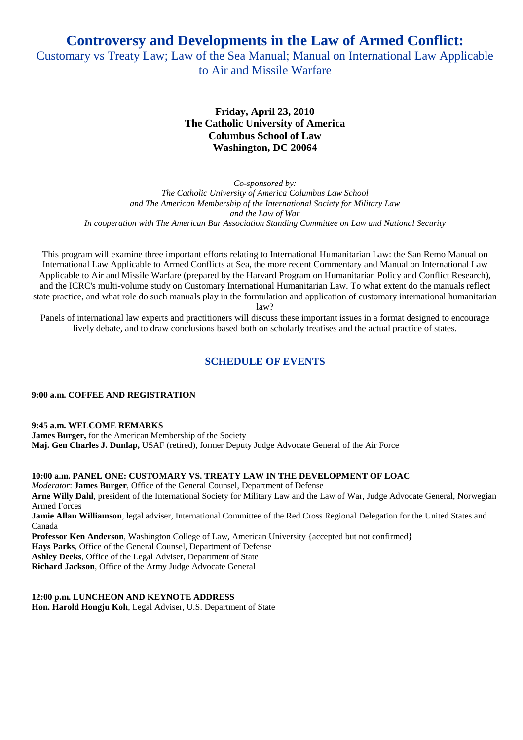# Controversy and Developments in the Law of Armed Conflict:

## Customary vs Treaty Law; Law of the Sea Manual; Manual on International Law Applicable to Air and Missile Warfare

**Friday, April 23, 2010**
**The Catholic University of America**
**Columbus School of Law**
**Washington, DC 20064**

*Co-sponsored by:*
*The Catholic University of America Columbus Law School*
*and The American Membership of the International Society for Military Law*
*and the Law of War*
*In cooperation with The American Bar Association Standing Committee on Law and National Security*

This program will examine three important efforts relating to International Humanitarian Law: the San Remo Manual on International Law Applicable to Armed Conflicts at Sea, the more recent Commentary and Manual on International Law Applicable to Air and Missile Warfare (prepared by the Harvard Program on Humanitarian Policy and Conflict Research), and the ICRC's multi-volume study on Customary International Humanitarian Law. To what extent do the manuals reflect state practice, and what role do such manuals play in the formulation and application of customary international humanitarian law?

Panels of international law experts and practitioners will discuss these important issues in a format designed to encourage lively debate, and to draw conclusions based both on scholarly treatises and the actual practice of states.

## SCHEDULE OF EVENTS

**9:00 a.m. COFFEE AND REGISTRATION**

**9:45 a.m. WELCOME REMARKS**
**James Burger,** for the American Membership of the Society
**Maj. Gen Charles J. Dunlap,** USAF (retired), former Deputy Judge Advocate General of the Air Force

**10:00 a.m. PANEL ONE: CUSTOMARY VS. TREATY LAW IN THE DEVELOPMENT OF LOAC**
*Moderator*: **James Burger**, Office of the General Counsel, Department of Defense
**Arne Willy Dahl**, president of the International Society for Military Law and the Law of War, Judge Advocate General, Norwegian Armed Forces
**Jamie Allan Williamson**, legal adviser, International Committee of the Red Cross Regional Delegation for the United States and Canada
**Professor Ken Anderson**, Washington College of Law, American University {accepted but not confirmed}
**Hays Parks**, Office of the General Counsel, Department of Defense
**Ashley Deeks**, Office of the Legal Adviser, Department of State
**Richard Jackson**, Office of the Army Judge Advocate General

**12:00 p.m. LUNCHEON AND KEYNOTE ADDRESS**
**Hon. Harold Hongju Koh**, Legal Adviser, U.S. Department of State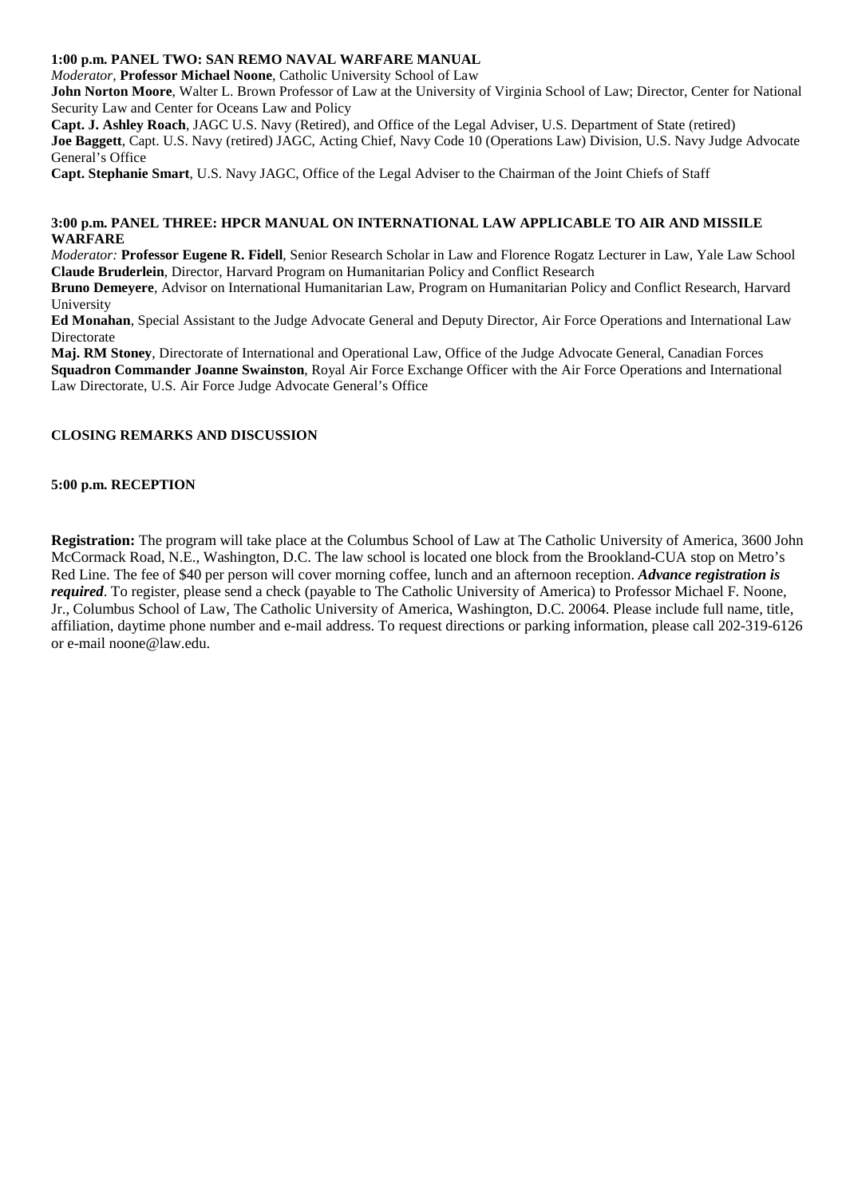**1:00 p.m. PANEL TWO: SAN REMO NAVAL WARFARE MANUAL**

*Moderator*, **Professor Michael Noone**, Catholic University School of Law

**John Norton Moore**, Walter L. Brown Professor of Law at the University of Virginia School of Law; Director, Center for National Security Law and Center for Oceans Law and Policy

**Capt. J. Ashley Roach**, JAGC U.S. Navy (Retired), and Office of the Legal Adviser, U.S. Department of State (retired)

**Joe Baggett**, Capt. U.S. Navy (retired) JAGC, Acting Chief, Navy Code 10 (Operations Law) Division, U.S. Navy Judge Advocate General's Office

**Capt. Stephanie Smart**, U.S. Navy JAGC, Office of the Legal Adviser to the Chairman of the Joint Chiefs of Staff

**3:00 p.m. PANEL THREE: HPCR MANUAL ON INTERNATIONAL LAW APPLICABLE TO AIR AND MISSILE WARFARE**

*Moderator:* **Professor Eugene R. Fidell**, Senior Research Scholar in Law and Florence Rogatz Lecturer in Law, Yale Law School

**Claude Bruderlein**, Director, Harvard Program on Humanitarian Policy and Conflict Research

**Bruno Demeyere**, Advisor on International Humanitarian Law, Program on Humanitarian Policy and Conflict Research, Harvard University

**Ed Monahan**, Special Assistant to the Judge Advocate General and Deputy Director, Air Force Operations and International Law Directorate

**Maj. RM Stoney**, Directorate of International and Operational Law, Office of the Judge Advocate General, Canadian Forces

**Squadron Commander Joanne Swainston**, Royal Air Force Exchange Officer with the Air Force Operations and International Law Directorate, U.S. Air Force Judge Advocate General's Office

**CLOSING REMARKS AND DISCUSSION**

**5:00 p.m. RECEPTION**

**Registration:** The program will take place at the Columbus School of Law at The Catholic University of America, 3600 John McCormack Road, N.E., Washington, D.C. The law school is located one block from the Brookland-CUA stop on Metro's Red Line. The fee of $40 per person will cover morning coffee, lunch and an afternoon reception. ***Advance registration is required***. To register, please send a check (payable to The Catholic University of America) to Professor Michael F. Noone, Jr., Columbus School of Law, The Catholic University of America, Washington, D.C. 20064. Please include full name, title, affiliation, daytime phone number and e-mail address. To request directions or parking information, please call 202-319-6126 or e-mail noone@law.edu.